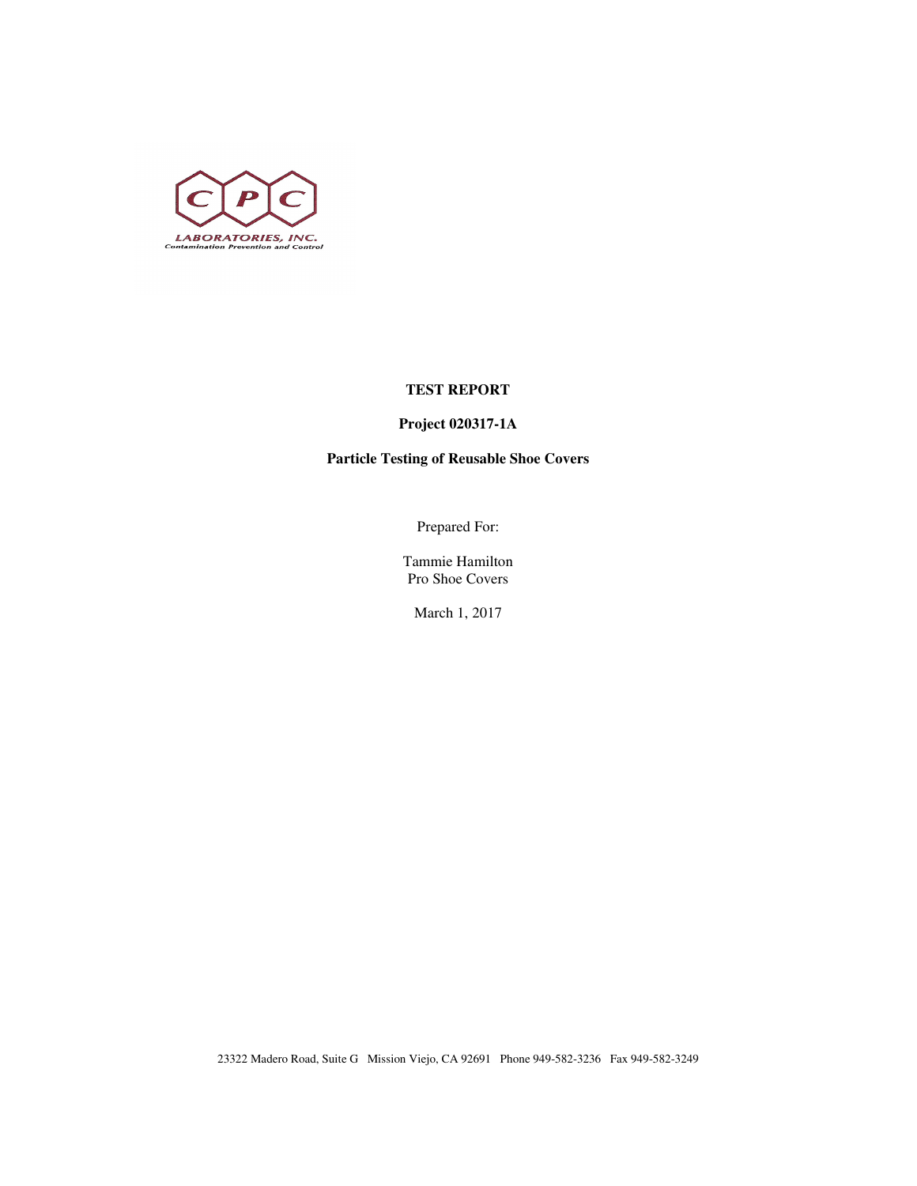CPC LABORATORIES, INC.
Contamination Prevention and Control

**TEST REPORT**

**Project 020317-1A**

**Particle Testing of Reusable Shoe Covers**

Prepared For:

Tammie Hamilton
Pro Shoe Covers

March 1, 2017

23322 Madero Road, Suite G Mission Viejo, CA 92691 Phone 949-582-3236 Fax 949-582-3249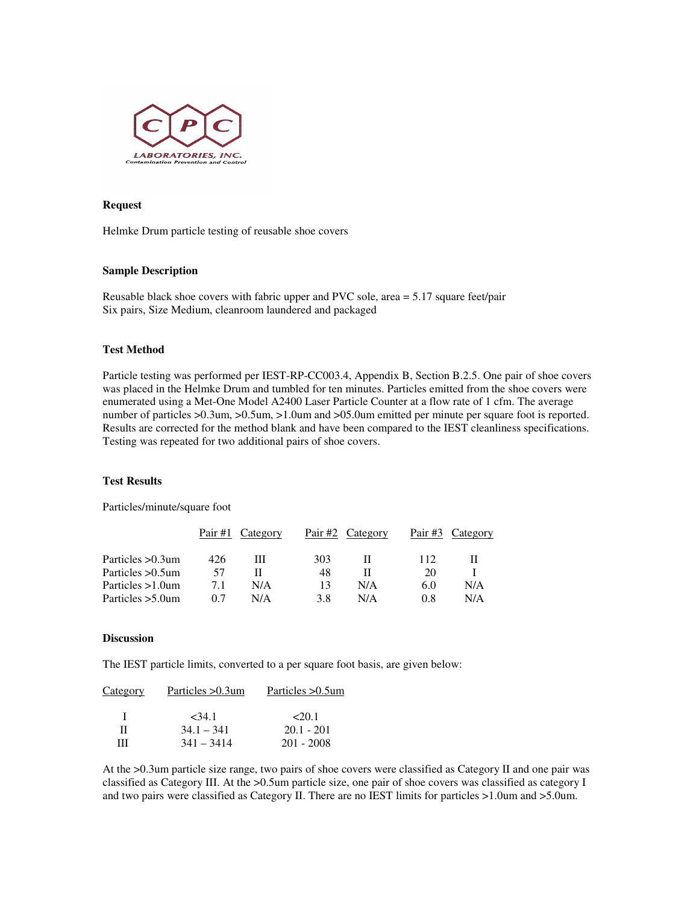**Request**

Helmke Drum particle testing of reusable shoe covers

**Sample Description**

Reusable black shoe covers with fabric upper and PVC sole, area = 5.17 square feet/pair
Six pairs, Size Medium, cleanroom laundered and packaged

**Test Method**

Particle testing was performed per IEST-RP-CC003.4, Appendix B, Section B.2.5. One pair of shoe covers was placed in the Helmke Drum and tumbled for ten minutes. Particles emitted from the shoe covers were enumerated using a Met-One Model A2400 Laser Particle Counter at a flow rate of 1 cfm. The average number of particles >0.3um, >0.5um, >1.0um and >05.0um emitted per minute per square foot is reported. Results are corrected for the method blank and have been compared to the IEST cleanliness specifications. Testing was repeated for two additional pairs of shoe covers.

**Test Results**

Particles/minute/square foot

| | Pair #1 | Category | Pair #2 | Category | Pair #3 | Category |
|---|---|---|---|---|---|---|
| Particles >0.3um | 426 | III | 303 | II | 112 | II |
| Particles >0.5um | 57 | II | 48 | II | 20 | I |
| Particles >1.0um | 7.1 | N/A | 13 | N/A | 6.0 | N/A |
| Particles >5.0um | 0.7 | N/A | 3.8 | N/A | 0.8 | N/A |

**Discussion**

The IEST particle limits, converted to a per square foot basis, are given below:

| Category | Particles >0.3um | Particles >0.5um |
|---|---|---|
| I | <34.1 | <20.1 |
| II | 34.1 – 341 | 20.1 - 201 |
| III | 341 – 3414 | 201 - 2008 |

At the >0.3um particle size range, two pairs of shoe covers were classified as Category II and one pair was classified as Category III. At the >0.5um particle size, one pair of shoe covers was classified as category I and two pairs were classified as Category II. There are no IEST limits for particles >1.0um and >5.0um.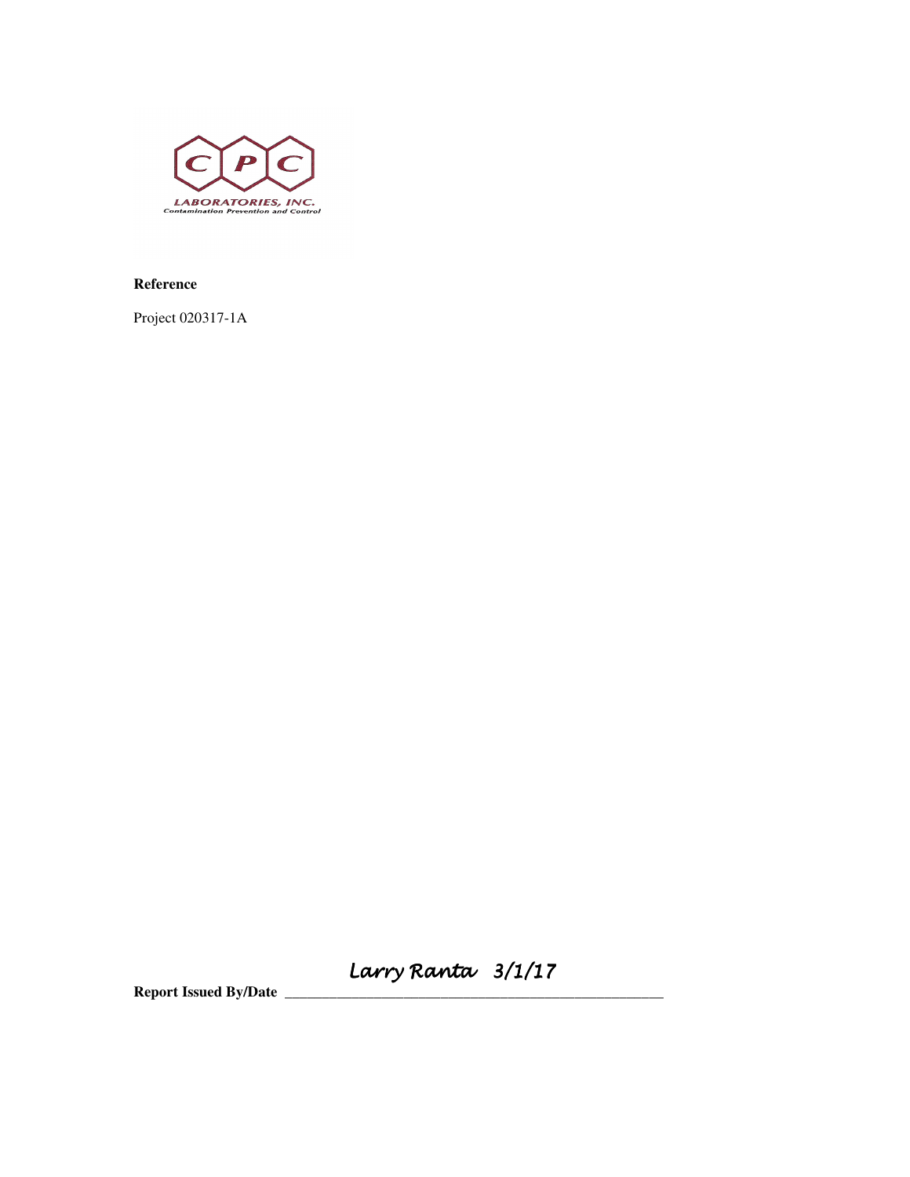**Reference**

Project 020317-1A

**Report Issued By/Date** Larry Ranta 3/1/17